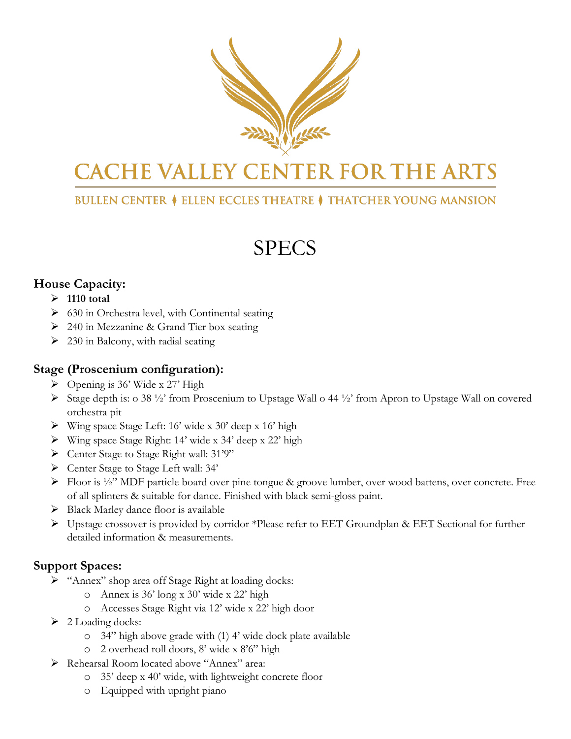# CACHE VALLEY CENTER FOR THE ARTS

BULLEN CENTER ⧫ ELLEN ECCLES THEATRE ⧫ THATCHER YOUNG MANSION

# SPECS

## House Capacity:

- **1110 total**
- 630 in Orchestra level, with Continental seating
- 240 in Mezzanine & Grand Tier box seating
- 230 in Balcony, with radial seating

## Stage (Proscenium configuration):

- Opening is 36' Wide x 27' High
- Stage depth is: o 38 ½' from Proscenium to Upstage Wall o 44 ½' from Apron to Upstage Wall on covered orchestra pit
- Wing space Stage Left: 16' wide x 30' deep x 16' high
- Wing space Stage Right: 14' wide x 34' deep x 22' high
- Center Stage to Stage Right wall: 31'9"
- Center Stage to Stage Left wall: 34'
- Floor is ½" MDF particle board over pine tongue & groove lumber, over wood battens, over concrete. Free of all splinters & suitable for dance. Finished with black semi-gloss paint.
- Black Marley dance floor is available
- Upstage crossover is provided by corridor *Please refer to EET Groundplan & EET Sectional for further detailed information & measurements.

## Support Spaces:

- "Annex" shop area off Stage Right at loading docks:
  - Annex is 36' long x 30' wide x 22' high
  - Accesses Stage Right via 12' wide x 22' high door
- 2 Loading docks:
  - 34" high above grade with (1) 4' wide dock plate available
  - 2 overhead roll doors, 8' wide x 8'6" high
- Rehearsal Room located above "Annex" area:
  - 35' deep x 40' wide, with lightweight concrete floor
  - Equipped with upright piano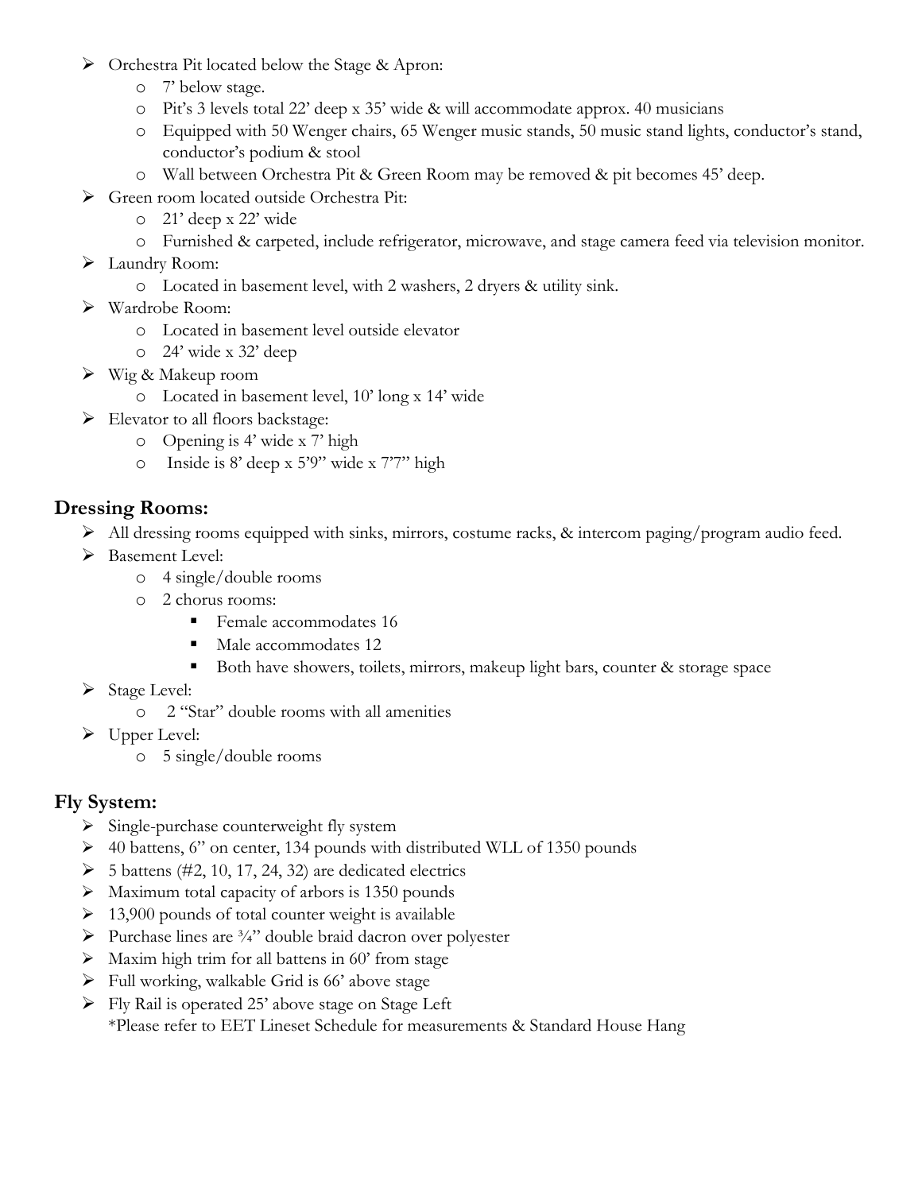- Orchestra Pit located below the Stage & Apron:
  - 7' below stage.
  - Pit's 3 levels total 22' deep x 35' wide & will accommodate approx. 40 musicians
  - Equipped with 50 Wenger chairs, 65 Wenger music stands, 50 music stand lights, conductor's stand, conductor's podium & stool
  - Wall between Orchestra Pit & Green Room may be removed & pit becomes 45' deep.
- Green room located outside Orchestra Pit:
  - 21' deep x 22' wide
  - Furnished & carpeted, include refrigerator, microwave, and stage camera feed via television monitor.
- Laundry Room:
  - Located in basement level, with 2 washers, 2 dryers & utility sink.
- Wardrobe Room:
  - Located in basement level outside elevator
  - 24' wide x 32' deep
- Wig & Makeup room
  - Located in basement level, 10' long x 14' wide
- Elevator to all floors backstage:
  - Opening is 4' wide x 7' high
  - Inside is 8' deep x 5'9" wide x 7'7" high

## Dressing Rooms:

- All dressing rooms equipped with sinks, mirrors, costume racks, & intercom paging/program audio feed.
- Basement Level:
  - 4 single/double rooms
  - 2 chorus rooms:
    - Female accommodates 16
    - Male accommodates 12
    - Both have showers, toilets, mirrors, makeup light bars, counter & storage space
- Stage Level:
  - 2 "Star" double rooms with all amenities
- Upper Level:
  - 5 single/double rooms

## Fly System:

- Single-purchase counterweight fly system
- 40 battens, 6" on center, 134 pounds with distributed WLL of 1350 pounds
- 5 battens (#2, 10, 17, 24, 32) are dedicated electrics
- Maximum total capacity of arbors is 1350 pounds
- 13,900 pounds of total counter weight is available
- Purchase lines are ¾" double braid dacron over polyester
- Maxim high trim for all battens in 60' from stage
- Full working, walkable Grid is 66' above stage
- Fly Rail is operated 25' above stage on Stage Left
  *Please refer to EET Lineset Schedule for measurements & Standard House Hang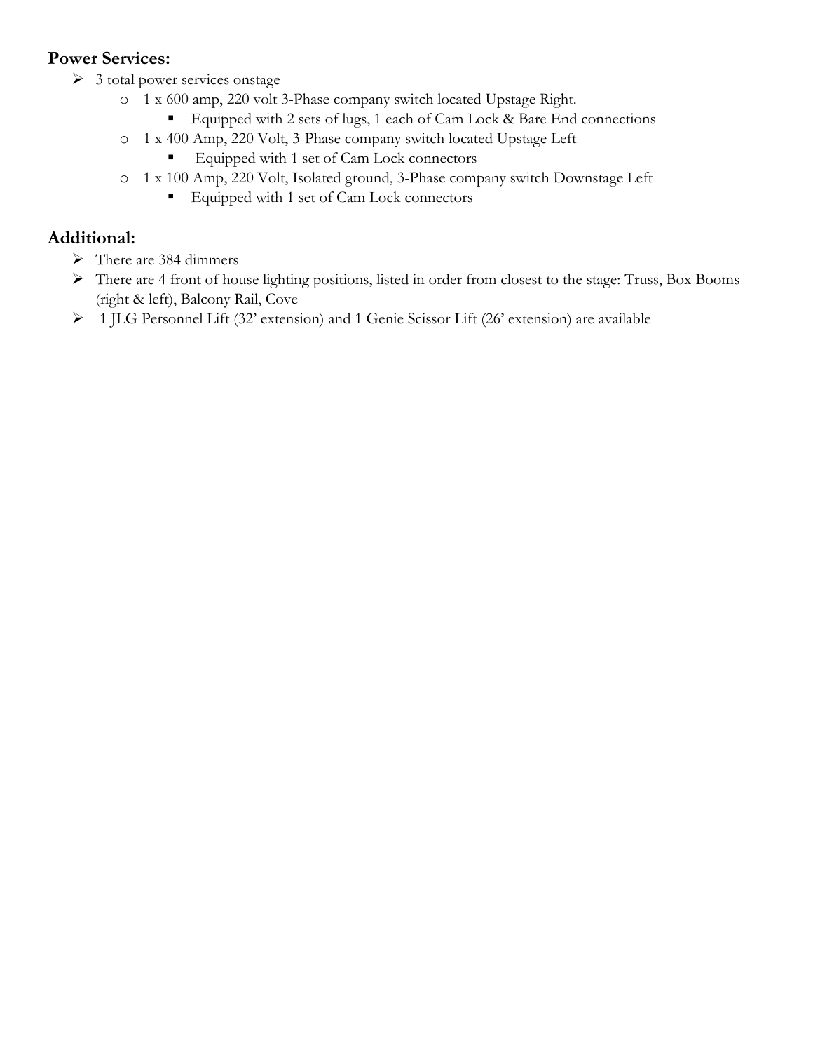## Power Services:

- 3 total power services onstage
  - 1 x 600 amp, 220 volt 3-Phase company switch located Upstage Right.
    - Equipped with 2 sets of lugs, 1 each of Cam Lock & Bare End connections
  - 1 x 400 Amp, 220 Volt, 3-Phase company switch located Upstage Left
    - Equipped with 1 set of Cam Lock connectors
  - 1 x 100 Amp, 220 Volt, Isolated ground, 3-Phase company switch Downstage Left
    - Equipped with 1 set of Cam Lock connectors

## Additional:

- There are 384 dimmers
- There are 4 front of house lighting positions, listed in order from closest to the stage: Truss, Box Booms (right & left), Balcony Rail, Cove
- 1 JLG Personnel Lift (32' extension) and 1 Genie Scissor Lift (26' extension) are available